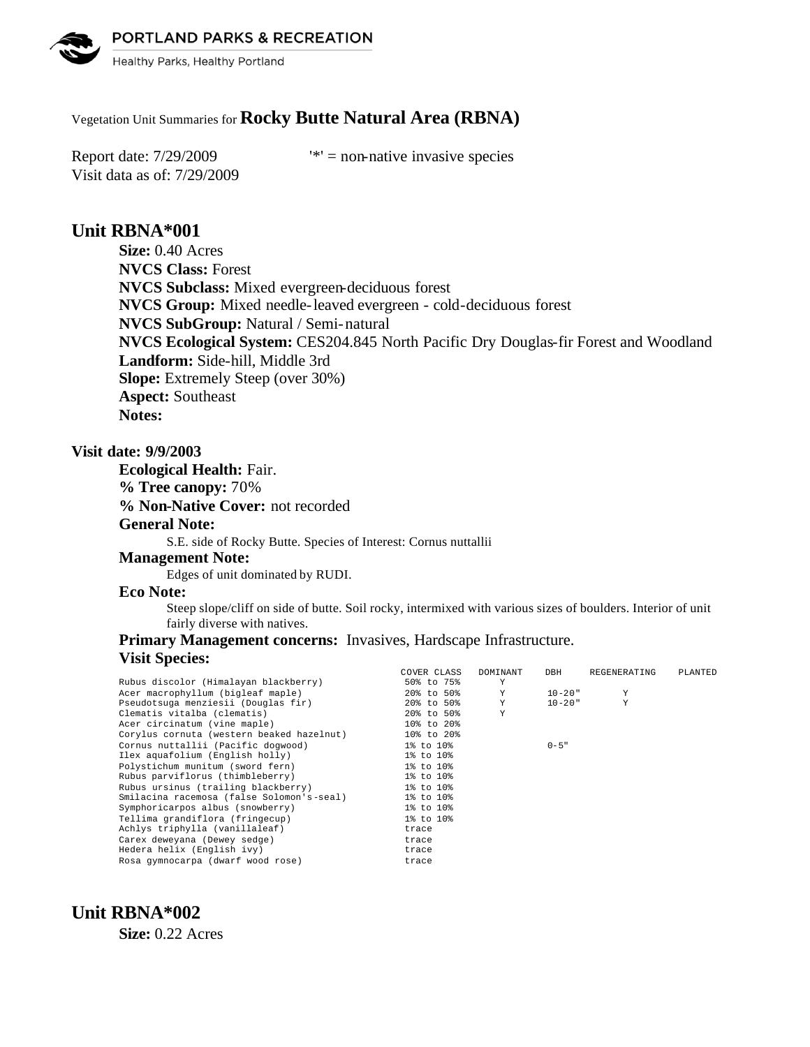Vegetation Unit Summaries for **Rocky Butte Natural Area (RBNA)**

Report date: 7/29/2009 '*' = non-native invasive species

Visit data as of: 7/29/2009

## Unit RBNA*001

**Size:** 0.40 Acres

**NVCS Class:** Forest

**NVCS Subclass:** Mixed evergreen-deciduous forest

**NVCS Group:** Mixed needle-leaved evergreen - cold-deciduous forest

**NVCS SubGroup:** Natural / Semi-natural

**NVCS Ecological System:** CES204.845 North Pacific Dry Douglas-fir Forest and Woodland

**Landform:** Side-hill, Middle 3rd

**Slope:** Extremely Steep (over 30%)

**Aspect:** Southeast

**Notes:**

### Visit date: 9/9/2003

**Ecological Health:** Fair.

**% Tree canopy:** 70%

**% Non-Native Cover:** not recorded

**General Note:**

S.E. side of Rocky Butte. Species of Interest: Cornus nuttallii

**Management Note:**

Edges of unit dominated by RUDI.

**Eco Note:**

Steep slope/cliff on side of butte. Soil rocky, intermixed with various sizes of boulders. Interior of unit fairly diverse with natives.

**Primary Management concerns:** Invasives, Hardscape Infrastructure.

**Visit Species:**

| | COVER CLASS | DOMINANT | DBH | REGENERATING | PLANTED |
|---|---|---|---|---|---|
| Rubus discolor (Himalayan blackberry) | 50% to 75% | Y | | | |
| Acer macrophyllum (bigleaf maple) | 20% to 50% | Y | 10-20" | Y | |
| Pseudotsuga menziesii (Douglas fir) | 20% to 50% | Y | 10-20" | Y | |
| Clematis vitalba (clematis) | 20% to 50% | Y | | | |
| Acer circinatum (vine maple) | 10% to 20% | | | | |
| Corylus cornuta (western beaked hazelnut) | 10% to 20% | | | | |
| Cornus nuttallii (Pacific dogwood) | 1% to 10% | | 0-5" | | |
| Ilex aquafolium (English holly) | 1% to 10% | | | | |
| Polystichum munitum (sword fern) | 1% to 10% | | | | |
| Rubus parviflorus (thimbleberry) | 1% to 10% | | | | |
| Rubus ursinus (trailing blackberry) | 1% to 10% | | | | |
| Smilacina racemosa (false Solomon's-seal) | 1% to 10% | | | | |
| Symphoricarpos albus (snowberry) | 1% to 10% | | | | |
| Tellima grandiflora (fringecup) | 1% to 10% | | | | |
| Achlys triphylla (vanillaleaf) | trace | | | | |
| Carex deweyana (Dewey sedge) | trace | | | | |
| Hedera helix (English ivy) | trace | | | | |
| Rosa gymnocarpa (dwarf wood rose) | trace | | | | |

## Unit RBNA*002

**Size:** 0.22 Acres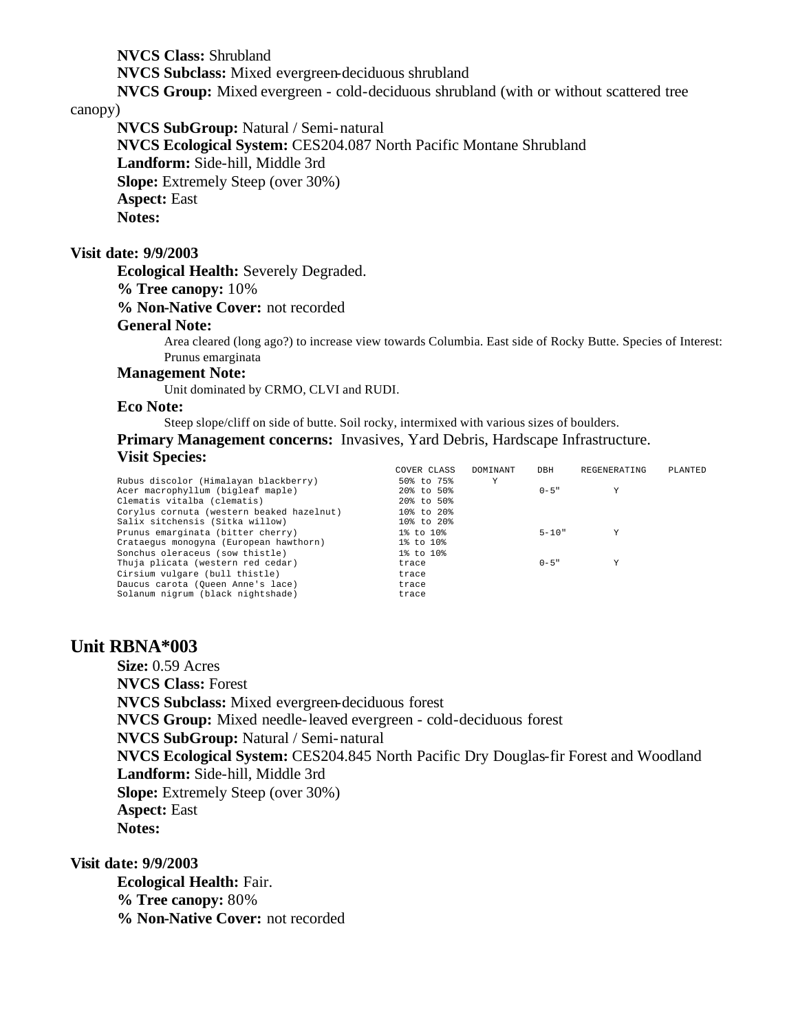**NVCS Class:** Shrubland

**NVCS Subclass:** Mixed evergreen-deciduous shrubland

**NVCS Group:** Mixed evergreen - cold-deciduous shrubland (with or without scattered tree canopy)

**NVCS SubGroup:** Natural / Semi-natural

**NVCS Ecological System:** CES204.087 North Pacific Montane Shrubland

**Landform:** Side-hill, Middle 3rd

**Slope:** Extremely Steep (over 30%)

**Aspect:** East

**Notes:**

**Visit date: 9/9/2003**

**Ecological Health:** Severely Degraded.

**% Tree canopy:** 10%

**% Non-Native Cover:** not recorded

**General Note:**

Area cleared (long ago?) to increase view towards Columbia. East side of Rocky Butte. Species of Interest: Prunus emarginata

**Management Note:**

Unit dominated by CRMO, CLVI and RUDI.

**Eco Note:**

Steep slope/cliff on side of butte. Soil rocky, intermixed with various sizes of boulders.

**Primary Management concerns:** Invasives, Yard Debris, Hardscape Infrastructure.

**Visit Species:**

| | COVER CLASS | DOMINANT | DBH | REGENERATING | PLANTED |
|---|---|---|---|---|---|
| Rubus discolor (Himalayan blackberry) | 50% to 75% | Y | | | |
| Acer macrophyllum (bigleaf maple) | 20% to 50% | | 0-5" | Y | |
| Clematis vitalba (clematis) | 20% to 50% | | | | |
| Corylus cornuta (western beaked hazelnut) | 10% to 20% | | | | |
| Salix sitchensis (Sitka willow) | 10% to 20% | | | | |
| Prunus emarginata (bitter cherry) | 1% to 10% | | 5-10" | Y | |
| Crataegus monogyna (European hawthorn) | 1% to 10% | | | | |
| Sonchus oleraceus (sow thistle) | 1% to 10% | | | | |
| Thuja plicata (western red cedar) | trace | | 0-5" | Y | |
| Cirsium vulgare (bull thistle) | trace | | | | |
| Daucus carota (Queen Anne's lace) | trace | | | | |
| Solanum nigrum (black nightshade) | trace | | | | |

## Unit RBNA*003

**Size:** 0.59 Acres

**NVCS Class:** Forest

**NVCS Subclass:** Mixed evergreen-deciduous forest

**NVCS Group:** Mixed needle-leaved evergreen - cold-deciduous forest

**NVCS SubGroup:** Natural / Semi-natural

**NVCS Ecological System:** CES204.845 North Pacific Dry Douglas-fir Forest and Woodland

**Landform:** Side-hill, Middle 3rd

**Slope:** Extremely Steep (over 30%)

**Aspect:** East

**Notes:**

**Visit date: 9/9/2003**

**Ecological Health:** Fair.

**% Tree canopy:** 80%

**% Non-Native Cover:** not recorded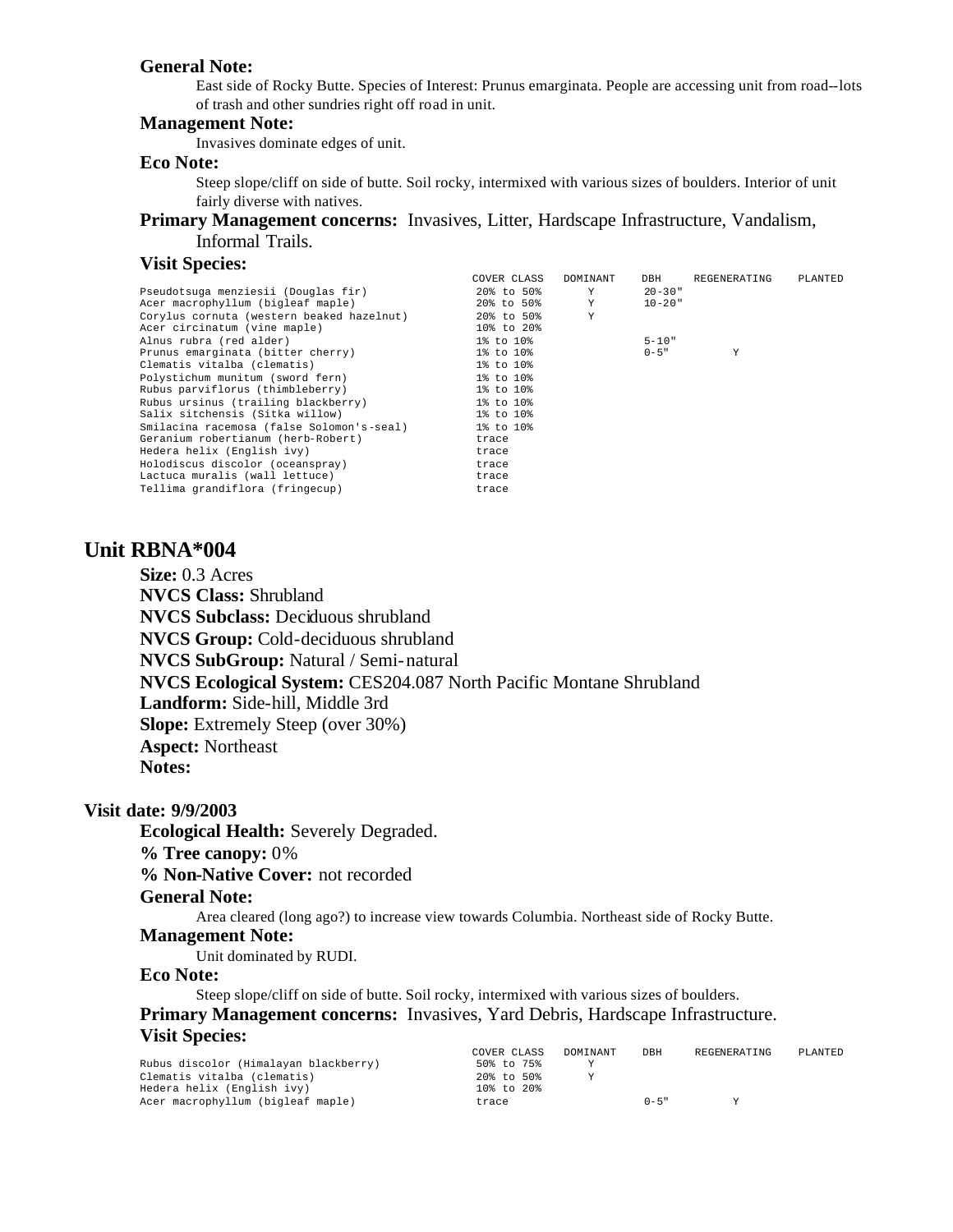**General Note:**

East side of Rocky Butte. Species of Interest: Prunus emarginata. People are accessing unit from road--lots of trash and other sundries right off road in unit.

**Management Note:**

Invasives dominate edges of unit.

**Eco Note:**

Steep slope/cliff on side of butte. Soil rocky, intermixed with various sizes of boulders. Interior of unit fairly diverse with natives.

**Primary Management concerns:** Invasives, Litter, Hardscape Infrastructure, Vandalism, Informal Trails.

**Visit Species:**

| | COVER CLASS | DOMINANT | DBH | REGENERATING | PLANTED |
|---|---|---|---|---|---|
| Pseudotsuga menziesii (Douglas fir) | 20% to 50% | Y | 20-30" | | |
| Acer macrophyllum (bigleaf maple) | 20% to 50% | Y | 10-20" | | |
| Corylus cornuta (western beaked hazelnut) | 20% to 50% | Y | | | |
| Acer circinatum (vine maple) | 10% to 20% | | | | |
| Alnus rubra (red alder) | 1% to 10% | | 5-10" | | |
| Prunus emarginata (bitter cherry) | 1% to 10% | | 0-5" | Y | |
| Clematis vitalba (clematis) | 1% to 10% | | | | |
| Polystichum munitum (sword fern) | 1% to 10% | | | | |
| Rubus parviflorus (thimbleberry) | 1% to 10% | | | | |
| Rubus ursinus (trailing blackberry) | 1% to 10% | | | | |
| Salix sitchensis (Sitka willow) | 1% to 10% | | | | |
| Smilacina racemosa (false Solomon's-seal) | 1% to 10% | | | | |
| Geranium robertianum (herb-Robert) | trace | | | | |
| Hedera helix (English ivy) | trace | | | | |
| Holodiscus discolor (oceanspray) | trace | | | | |
| Lactuca muralis (wall lettuce) | trace | | | | |
| Tellima grandiflora (fringecup) | trace | | | | |

## Unit RBNA*004

**Size:** 0.3 Acres
**NVCS Class:** Shrubland
**NVCS Subclass:** Deciduous shrubland
**NVCS Group:** Cold-deciduous shrubland
**NVCS SubGroup:** Natural / Semi-natural
**NVCS Ecological System:** CES204.087 North Pacific Montane Shrubland
**Landform:** Side-hill, Middle 3rd
**Slope:** Extremely Steep (over 30%)
**Aspect:** Northeast
**Notes:**

### Visit date: 9/9/2003

**Ecological Health:** Severely Degraded.
**% Tree canopy:** 0%
**% Non-Native Cover:** not recorded

**General Note:**

Area cleared (long ago?) to increase view towards Columbia. Northeast side of Rocky Butte.

**Management Note:**

Unit dominated by RUDI.

**Eco Note:**

Steep slope/cliff on side of butte. Soil rocky, intermixed with various sizes of boulders.

**Primary Management concerns:** Invasives, Yard Debris, Hardscape Infrastructure.

**Visit Species:**

| | COVER CLASS | DOMINANT | DBH | REGENERATING | PLANTED |
|---|---|---|---|---|---|
| Rubus discolor (Himalayan blackberry) | 50% to 75% | Y | | | |
| Clematis vitalba (clematis) | 20% to 50% | Y | | | |
| Hedera helix (English ivy) | 10% to 20% | | | | |
| Acer macrophyllum (bigleaf maple) | trace | | 0-5" | Y | |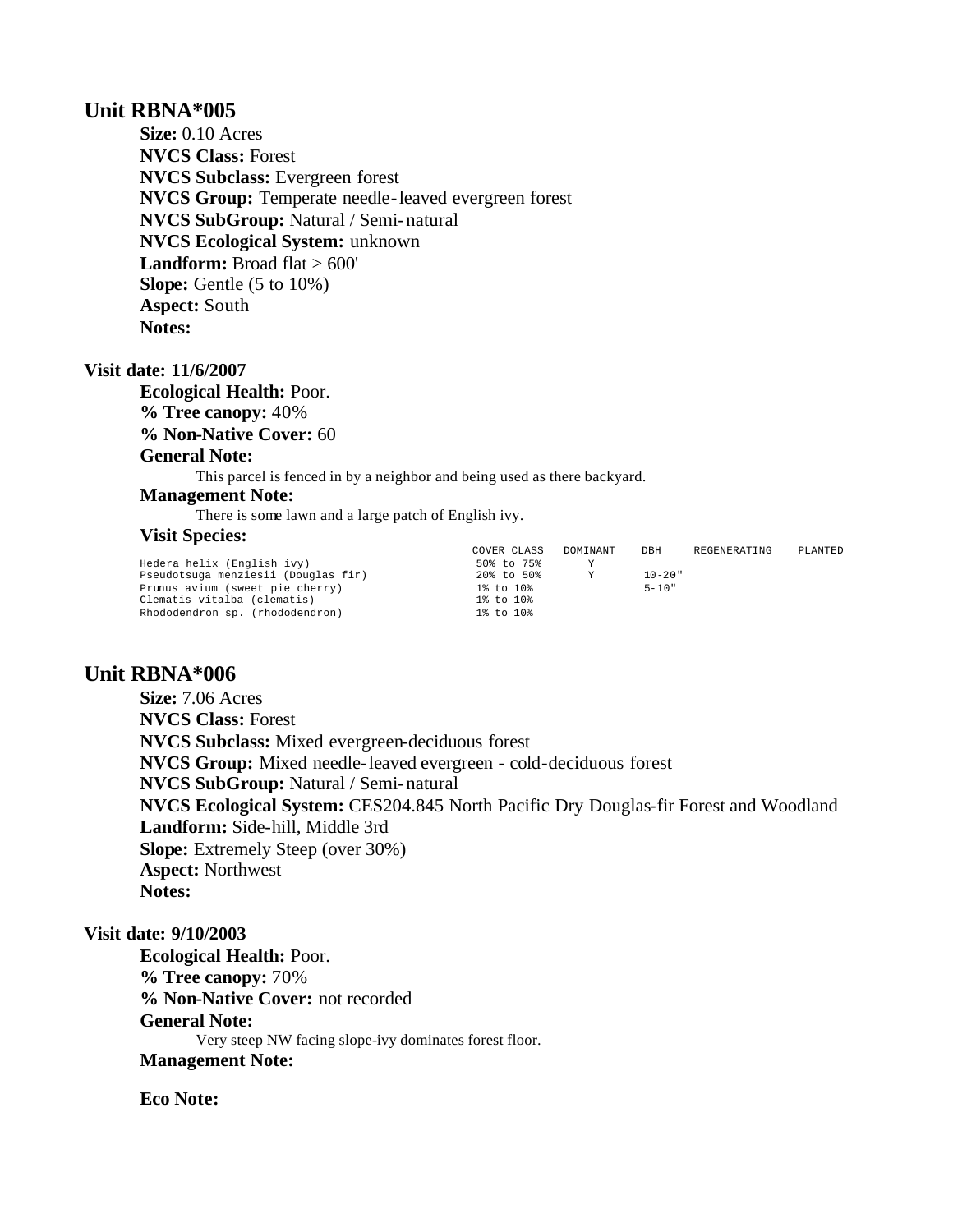## Unit RBNA*005

**Size:** 0.10 Acres
**NVCS Class:** Forest
**NVCS Subclass:** Evergreen forest
**NVCS Group:** Temperate needle-leaved evergreen forest
**NVCS SubGroup:** Natural / Semi-natural
**NVCS Ecological System:** unknown
**Landform:** Broad flat > 600'
**Slope:** Gentle (5 to 10%)
**Aspect:** South
**Notes:**

### Visit date: 11/6/2007

**Ecological Health:** Poor.
**% Tree canopy:** 40%
**% Non-Native Cover:** 60
**General Note:**

This parcel is fenced in by a neighbor and being used as there backyard.

**Management Note:**

There is some lawn and a large patch of English ivy.

**Visit Species:**

| | COVER CLASS | DOMINANT | DBH | REGENERATING | PLANTED |
|---|---|---|---|---|---|
| Hedera helix (English ivy) | 50% to 75% | Y | | | |
| Pseudotsuga menziesii (Douglas fir) | 20% to 50% | Y | 10-20" | | |
| Prunus avium (sweet pie cherry) | 1% to 10% | | 5-10" | | |
| Clematis vitalba (clematis) | 1% to 10% | | | | |
| Rhododendron sp. (rhododendron) | 1% to 10% | | | | |

## Unit RBNA*006

**Size:** 7.06 Acres
**NVCS Class:** Forest
**NVCS Subclass:** Mixed evergreen-deciduous forest
**NVCS Group:** Mixed needle-leaved evergreen - cold-deciduous forest
**NVCS SubGroup:** Natural / Semi-natural
**NVCS Ecological System:** CES204.845 North Pacific Dry Douglas-fir Forest and Woodland
**Landform:** Side-hill, Middle 3rd
**Slope:** Extremely Steep (over 30%)
**Aspect:** Northwest
**Notes:**

### Visit date: 9/10/2003

**Ecological Health:** Poor.
**% Tree canopy:** 70%
**% Non-Native Cover:** not recorded
**General Note:**

Very steep NW facing slope-ivy dominates forest floor.

**Management Note:**

**Eco Note:**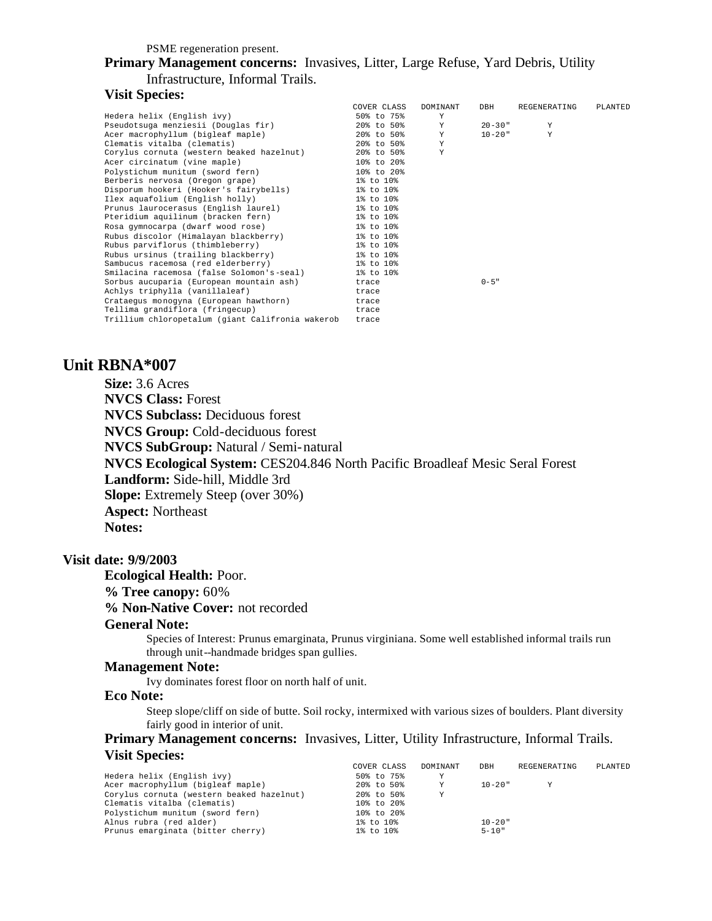PSME regeneration present.

**Primary Management concerns:** Invasives, Litter, Large Refuse, Yard Debris, Utility Infrastructure, Informal Trails.

**Visit Species:**

| | COVER CLASS | DOMINANT | DBH | REGENERATING | PLANTED |
|---|---|---|---|---|---|
| Hedera helix (English ivy) | 50% to 75% | Y | | | |
| Pseudotsuga menziesii (Douglas fir) | 20% to 50% | Y | 20-30" | Y | |
| Acer macrophyllum (bigleaf maple) | 20% to 50% | Y | 10-20" | Y | |
| Clematis vitalba (clematis) | 20% to 50% | Y | | | |
| Corylus cornuta (western beaked hazelnut) | 20% to 50% | Y | | | |
| Acer circinatum (vine maple) | 10% to 20% | | | | |
| Polystichum munitum (sword fern) | 10% to 20% | | | | |
| Berberis nervosa (Oregon grape) | 1% to 10% | | | | |
| Disporum hookeri (Hooker's fairybells) | 1% to 10% | | | | |
| Ilex aquafolium (English holly) | 1% to 10% | | | | |
| Prunus laurocerasus (English laurel) | 1% to 10% | | | | |
| Pteridium aquilinum (bracken fern) | 1% to 10% | | | | |
| Rosa gymnocarpa (dwarf wood rose) | 1% to 10% | | | | |
| Rubus discolor (Himalayan blackberry) | 1% to 10% | | | | |
| Rubus parviflorus (thimbleberry) | 1% to 10% | | | | |
| Rubus ursinus (trailing blackberry) | 1% to 10% | | | | |
| Sambucus racemosa (red elderberry) | 1% to 10% | | | | |
| Smilacina racemosa (false Solomon's-seal) | 1% to 10% | | | | |
| Sorbus aucuparia (European mountain ash) | trace | | 0-5" | | |
| Achlys triphylla (vanillaleaf) | trace | | | | |
| Crataegus monogyna (European hawthorn) | trace | | | | |
| Tellima grandiflora (fringecup) | trace | | | | |
| Trillium chloropetalum (giant Califronia wakerob | trace | | | | |

## Unit RBNA*007

**Size:** 3.6 Acres
**NVCS Class:** Forest
**NVCS Subclass:** Deciduous forest
**NVCS Group:** Cold-deciduous forest
**NVCS SubGroup:** Natural / Semi-natural
**NVCS Ecological System:** CES204.846 North Pacific Broadleaf Mesic Seral Forest
**Landform:** Side-hill, Middle 3rd
**Slope:** Extremely Steep (over 30%)
**Aspect:** Northeast
**Notes:**

### Visit date: 9/9/2003

**Ecological Health:** Poor.

**% Tree canopy:** 60%

**% Non-Native Cover:** not recorded

**General Note:**

Species of Interest: Prunus emarginata, Prunus virginiana. Some well established informal trails run through unit--handmade bridges span gullies.

**Management Note:**

Ivy dominates forest floor on north half of unit.

**Eco Note:**

Steep slope/cliff on side of butte. Soil rocky, intermixed with various sizes of boulders. Plant diversity fairly good in interior of unit.

**Primary Management concerns:** Invasives, Litter, Utility Infrastructure, Informal Trails.

**Visit Species:**

| | COVER CLASS | DOMINANT | DBH | REGENERATING | PLANTED |
|---|---|---|---|---|---|
| Hedera helix (English ivy) | 50% to 75% | Y | | | |
| Acer macrophyllum (bigleaf maple) | 20% to 50% | Y | 10-20" | Y | |
| Corylus cornuta (western beaked hazelnut) | 20% to 50% | Y | | | |
| Clematis vitalba (clematis) | 10% to 20% | | | | |
| Polystichum munitum (sword fern) | 10% to 20% | | | | |
| Alnus rubra (red alder) | 1% to 10% | | 10-20" | | |
| Prunus emarginata (bitter cherry) | 1% to 10% | | 5-10" | | |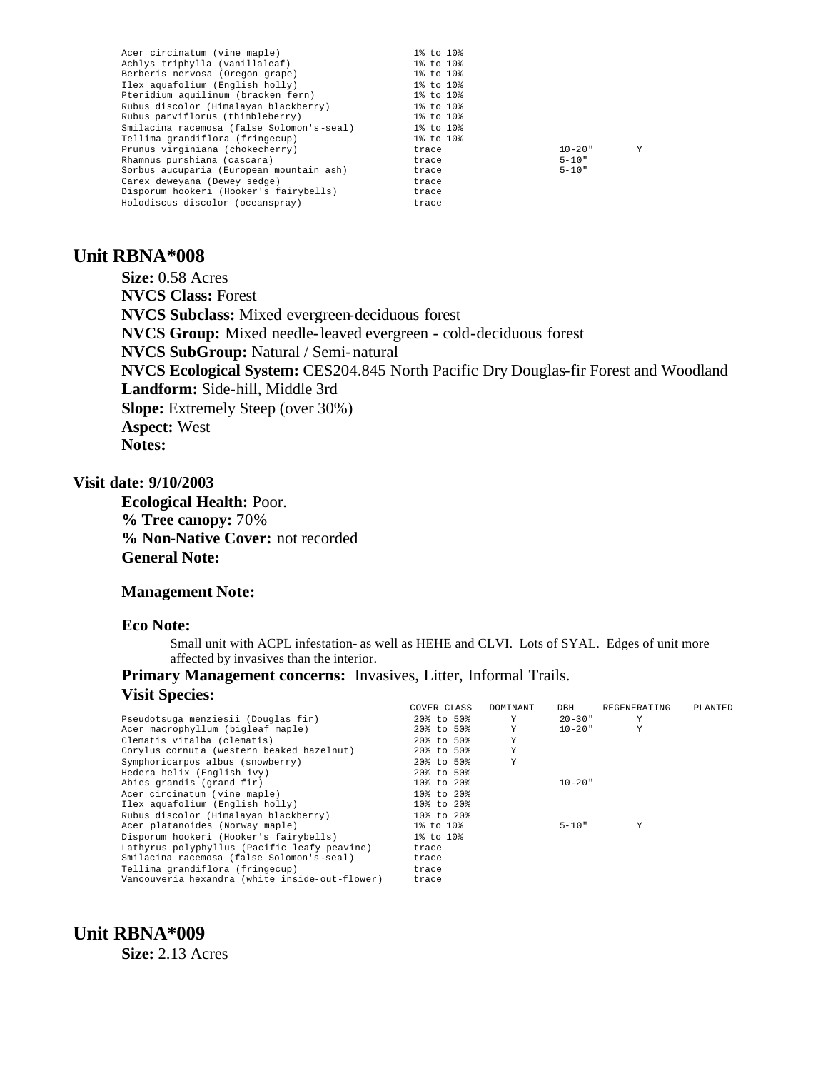| | COVER CLASS | DOMINANT | DBH | REGENERATING | PLANTED |
|---|---|---|---|---|---|
| Acer circinatum (vine maple) | 1% to 10% | | | | |
| Achlys triphylla (vanillaleaf) | 1% to 10% | | | | |
| Berberis nervosa (Oregon grape) | 1% to 10% | | | | |
| Ilex aquafolium (English holly) | 1% to 10% | | | | |
| Pteridium aquilinum (bracken fern) | 1% to 10% | | | | |
| Rubus discolor (Himalayan blackberry) | 1% to 10% | | | | |
| Rubus parviflorus (thimbleberry) | 1% to 10% | | | | |
| Smilacina racemosa (false Solomon's-seal) | 1% to 10% | | | | |
| Tellima grandiflora (fringecup) | 1% to 10% | | | | |
| Prunus virginiana (chokecherry) | trace | | 10-20" | Y | |
| Rhamnus purshiana (cascara) | trace | | 5-10" | | |
| Sorbus aucuparia (European mountain ash) | trace | | 5-10" | | |
| Carex deweyana (Dewey sedge) | trace | | | | |
| Disporum hookeri (Hooker's fairybells) | trace | | | | |
| Holodiscus discolor (oceanspray) | trace | | | | |

## Unit RBNA*008

**Size:** 0.58 Acres
**NVCS Class:** Forest
**NVCS Subclass:** Mixed evergreen-deciduous forest
**NVCS Group:** Mixed needle-leaved evergreen - cold-deciduous forest
**NVCS SubGroup:** Natural / Semi-natural
**NVCS Ecological System:** CES204.845 North Pacific Dry Douglas-fir Forest and Woodland
**Landform:** Side-hill, Middle 3rd
**Slope:** Extremely Steep (over 30%)
**Aspect:** West
**Notes:**

### Visit date: 9/10/2003

**Ecological Health:** Poor.
**% Tree canopy:** 70%
**% Non-Native Cover:** not recorded
**General Note:**

**Management Note:**

**Eco Note:**

Small unit with ACPL infestation- as well as HEHE and CLVI. Lots of SYAL. Edges of unit more affected by invasives than the interior.

**Primary Management concerns:** Invasives, Litter, Informal Trails.

**Visit Species:**

| | COVER CLASS | DOMINANT | DBH | REGENERATING | PLANTED |
|---|---|---|---|---|---|
| Pseudotsuga menziesii (Douglas fir) | 20% to 50% | Y | 20-30" | Y | |
| Acer macrophyllum (bigleaf maple) | 20% to 50% | Y | 10-20" | Y | |
| Clematis vitalba (clematis) | 20% to 50% | Y | | | |
| Corylus cornuta (western beaked hazelnut) | 20% to 50% | Y | | | |
| Symphoricarpos albus (snowberry) | 20% to 50% | Y | | | |
| Hedera helix (English ivy) | 20% to 50% | | | | |
| Abies grandis (grand fir) | 10% to 20% | | 10-20" | | |
| Acer circinatum (vine maple) | 10% to 20% | | | | |
| Ilex aquafolium (English holly) | 10% to 20% | | | | |
| Rubus discolor (Himalayan blackberry) | 10% to 20% | | | | |
| Acer platanoides (Norway maple) | 1% to 10% | | 5-10" | Y | |
| Disporum hookeri (Hooker's fairybells) | 1% to 10% | | | | |
| Lathyrus polyphyllus (Pacific leafy peavine) | trace | | | | |
| Smilacina racemosa (false Solomon's-seal) | trace | | | | |
| Tellima grandiflora (fringecup) | trace | | | | |
| Vancouveria hexandra (white inside-out-flower) | trace | | | | |

## Unit RBNA*009

**Size:** 2.13 Acres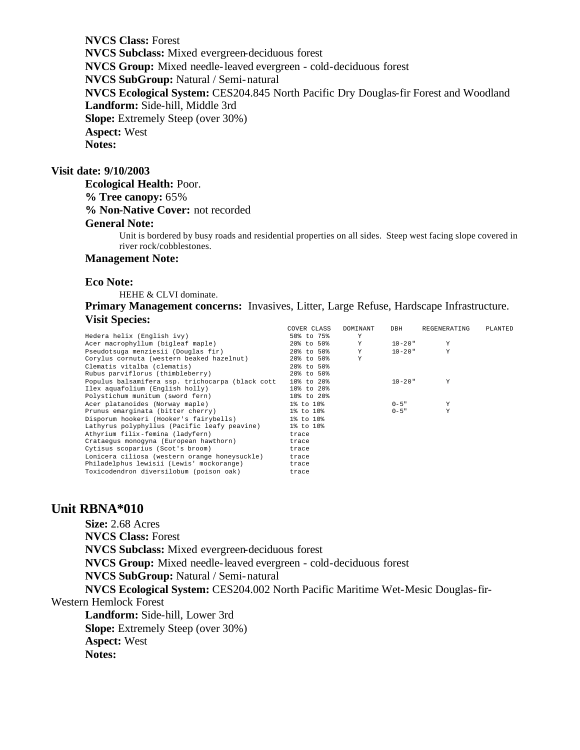**NVCS Class:** Forest
**NVCS Subclass:** Mixed evergreen-deciduous forest
**NVCS Group:** Mixed needle-leaved evergreen - cold-deciduous forest
**NVCS SubGroup:** Natural / Semi-natural
**NVCS Ecological System:** CES204.845 North Pacific Dry Douglas-fir Forest and Woodland
**Landform:** Side-hill, Middle 3rd
**Slope:** Extremely Steep (over 30%)
**Aspect:** West
**Notes:**

**Visit date: 9/10/2003**

**Ecological Health:** Poor.
**% Tree canopy:** 65%
**% Non-Native Cover:** not recorded

**General Note:**

Unit is bordered by busy roads and residential properties on all sides. Steep west facing slope covered in river rock/cobblestones.

**Management Note:**

**Eco Note:**

HEHE & CLVI dominate.

**Primary Management concerns:** Invasives, Litter, Large Refuse, Hardscape Infrastructure.

**Visit Species:**

| | COVER CLASS | DOMINANT | DBH | REGENERATING | PLANTED |
|---|---|---|---|---|---|
| Hedera helix (English ivy) | 50% to 75% | Y | | | |
| Acer macrophyllum (bigleaf maple) | 20% to 50% | Y | 10-20" | Y | |
| Pseudotsuga menziesii (Douglas fir) | 20% to 50% | Y | 10-20" | Y | |
| Corylus cornuta (western beaked hazelnut) | 20% to 50% | Y | | | |
| Clematis vitalba (clematis) | 20% to 50% | | | | |
| Rubus parviflorus (thimbleberry) | 20% to 50% | | | | |
| Populus balsamifera ssp. trichocarpa (black cott | 10% to 20% | | 10-20" | Y | |
| Ilex aquafolium (English holly) | 10% to 20% | | | | |
| Polystichum munitum (sword fern) | 10% to 20% | | | | |
| Acer platanoides (Norway maple) | 1% to 10% | | 0-5" | Y | |
| Prunus emarginata (bitter cherry) | 1% to 10% | | 0-5" | Y | |
| Disporum hookeri (Hooker's fairybells) | 1% to 10% | | | | |
| Lathyrus polyphyllus (Pacific leafy peavine) | 1% to 10% | | | | |
| Athyrium filix-femina (ladyfern) | trace | | | | |
| Crataegus monogyna (European hawthorn) | trace | | | | |
| Cytisus scoparius (Scot's broom) | trace | | | | |
| Lonicera ciliosa (western orange honeysuckle) | trace | | | | |
| Philadelphus lewisii (Lewis' mockorange) | trace | | | | |
| Toxicodendron diversilobum (poison oak) | trace | | | | |

## Unit RBNA*010

**Size:** 2.68 Acres
**NVCS Class:** Forest
**NVCS Subclass:** Mixed evergreen-deciduous forest
**NVCS Group:** Mixed needle-leaved evergreen - cold-deciduous forest
**NVCS SubGroup:** Natural / Semi-natural
**NVCS Ecological System:** CES204.002 North Pacific Maritime Wet-Mesic Douglas-fir-Western Hemlock Forest
**Landform:** Side-hill, Lower 3rd
**Slope:** Extremely Steep (over 30%)
**Aspect:** West
**Notes:**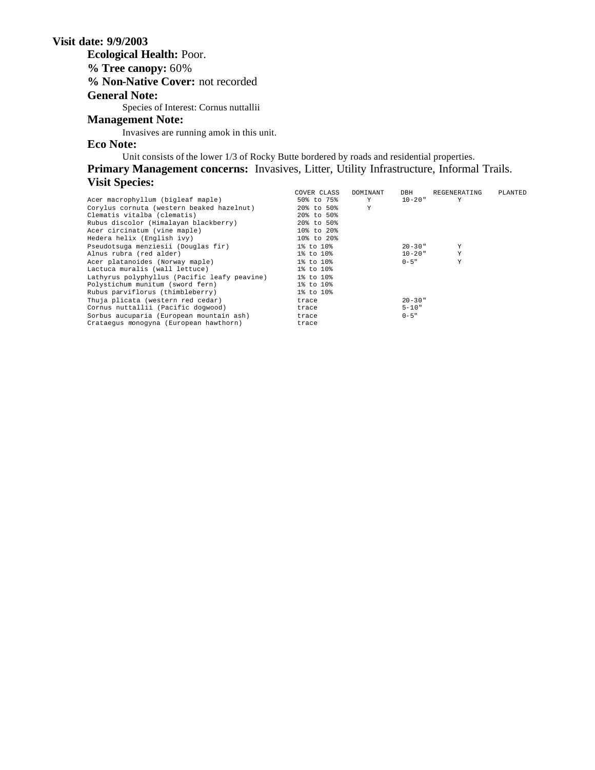**Visit date: 9/9/2003**

**Ecological Health:** Poor.

**% Tree canopy:** 60%

**% Non-Native Cover:** not recorded

**General Note:**

Species of Interest: Cornus nuttallii

**Management Note:**

Invasives are running amok in this unit.

**Eco Note:**

Unit consists of the lower 1/3 of Rocky Butte bordered by roads and residential properties.

**Primary Management concerns:** Invasives, Litter, Utility Infrastructure, Informal Trails.

**Visit Species:**

| | COVER CLASS | DOMINANT | DBH | REGENERATING | PLANTED |
|---|---|---|---|---|---|
| Acer macrophyllum (bigleaf maple) | 50% to 75% | Y | 10-20" | Y | |
| Corylus cornuta (western beaked hazelnut) | 20% to 50% | Y | | | |
| Clematis vitalba (clematis) | 20% to 50% | | | | |
| Rubus discolor (Himalayan blackberry) | 20% to 50% | | | | |
| Acer circinatum (vine maple) | 10% to 20% | | | | |
| Hedera helix (English ivy) | 10% to 20% | | | | |
| Pseudotsuga menziesii (Douglas fir) | 1% to 10% | | 20-30" | Y | |
| Alnus rubra (red alder) | 1% to 10% | | 10-20" | Y | |
| Acer platanoides (Norway maple) | 1% to 10% | | 0-5" | Y | |
| Lactuca muralis (wall lettuce) | 1% to 10% | | | | |
| Lathyrus polyphyllus (Pacific leafy peavine) | 1% to 10% | | | | |
| Polystichum munitum (sword fern) | 1% to 10% | | | | |
| Rubus parviflorus (thimbleberry) | 1% to 10% | | | | |
| Thuja plicata (western red cedar) | trace | | 20-30" | | |
| Cornus nuttallii (Pacific dogwood) | trace | | 5-10" | | |
| Sorbus aucuparia (European mountain ash) | trace | | 0-5" | | |
| Crataegus monogyna (European hawthorn) | trace | | | | |